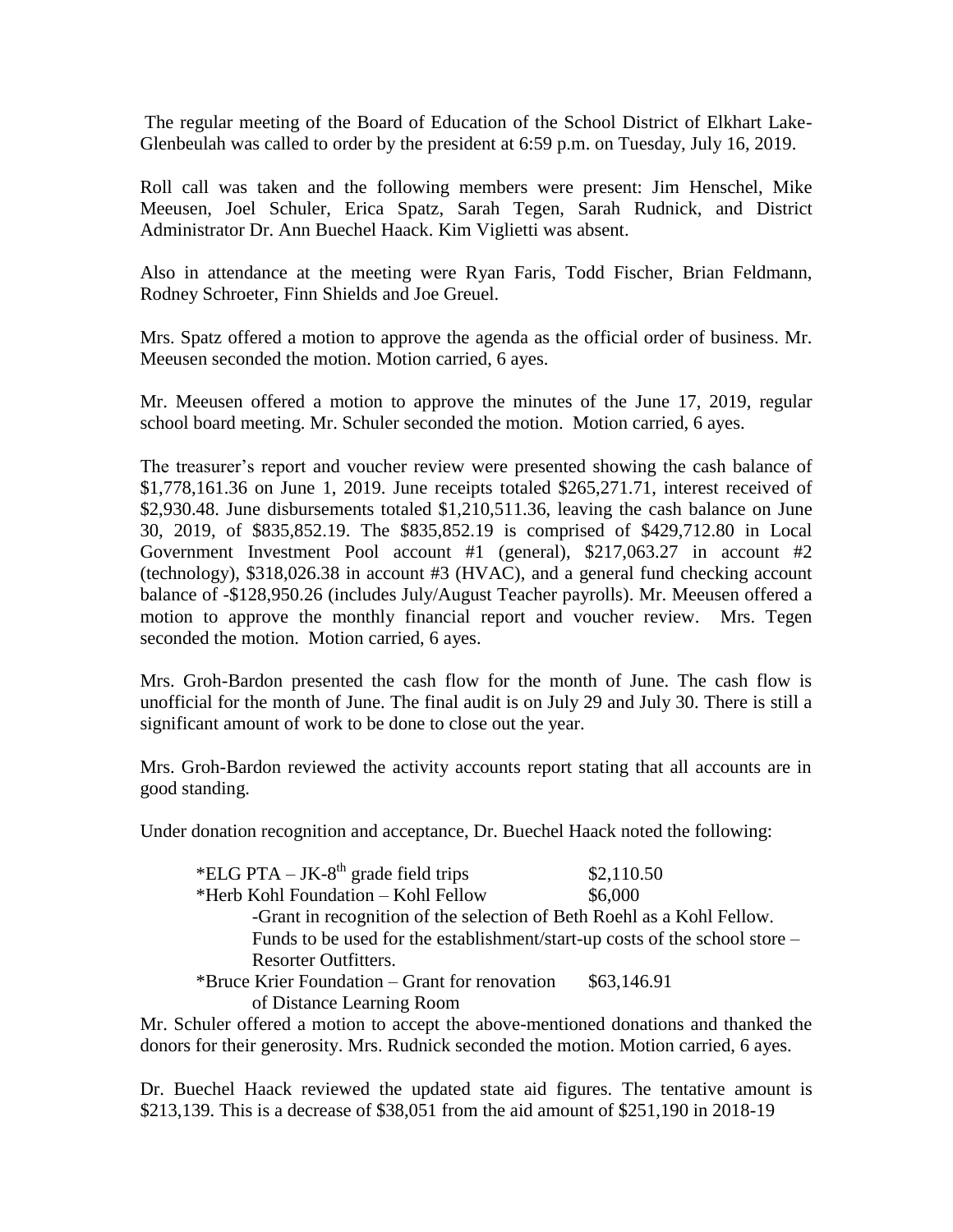The regular meeting of the Board of Education of the School District of Elkhart Lake-Glenbeulah was called to order by the president at 6:59 p.m. on Tuesday, July 16, 2019.

Roll call was taken and the following members were present: Jim Henschel, Mike Meeusen, Joel Schuler, Erica Spatz, Sarah Tegen, Sarah Rudnick, and District Administrator Dr. Ann Buechel Haack. Kim Viglietti was absent.

Also in attendance at the meeting were Ryan Faris, Todd Fischer, Brian Feldmann, Rodney Schroeter, Finn Shields and Joe Greuel.

Mrs. Spatz offered a motion to approve the agenda as the official order of business. Mr. Meeusen seconded the motion. Motion carried, 6 ayes.

Mr. Meeusen offered a motion to approve the minutes of the June 17, 2019, regular school board meeting. Mr. Schuler seconded the motion. Motion carried, 6 ayes.

The treasurer's report and voucher review were presented showing the cash balance of $1,778,161.36 on June 1, 2019. June receipts totaled $265,271.71, interest received of $2,930.48. June disbursements totaled $1,210,511.36, leaving the cash balance on June 30, 2019, of $835,852.19. The $835,852.19 is comprised of $429,712.80 in Local Government Investment Pool account #1 (general), $217,063.27 in account #2 (technology), $318,026.38 in account #3 (HVAC), and a general fund checking account balance of -$128,950.26 (includes July/August Teacher payrolls). Mr. Meeusen offered a motion to approve the monthly financial report and voucher review. Mrs. Tegen seconded the motion. Motion carried, 6 ayes.

Mrs. Groh-Bardon presented the cash flow for the month of June. The cash flow is unofficial for the month of June. The final audit is on July 29 and July 30. There is still a significant amount of work to be done to close out the year.

Mrs. Groh-Bardon reviewed the activity accounts report stating that all accounts are in good standing.

Under donation recognition and acceptance, Dr. Buechel Haack noted the following:

*ELG PTA – JK-8th grade field trips $2,110.50

*Herb Kohl Foundation – Kohl Fellow $6,000

-Grant in recognition of the selection of Beth Roehl as a Kohl Fellow. Funds to be used for the establishment/start-up costs of the school store – Resorter Outfitters.

*Bruce Krier Foundation – Grant for renovation of Distance Learning Room $63,146.91

Mr. Schuler offered a motion to accept the above-mentioned donations and thanked the donors for their generosity. Mrs. Rudnick seconded the motion. Motion carried, 6 ayes.

Dr. Buechel Haack reviewed the updated state aid figures. The tentative amount is $213,139. This is a decrease of $38,051 from the aid amount of $251,190 in 2018-19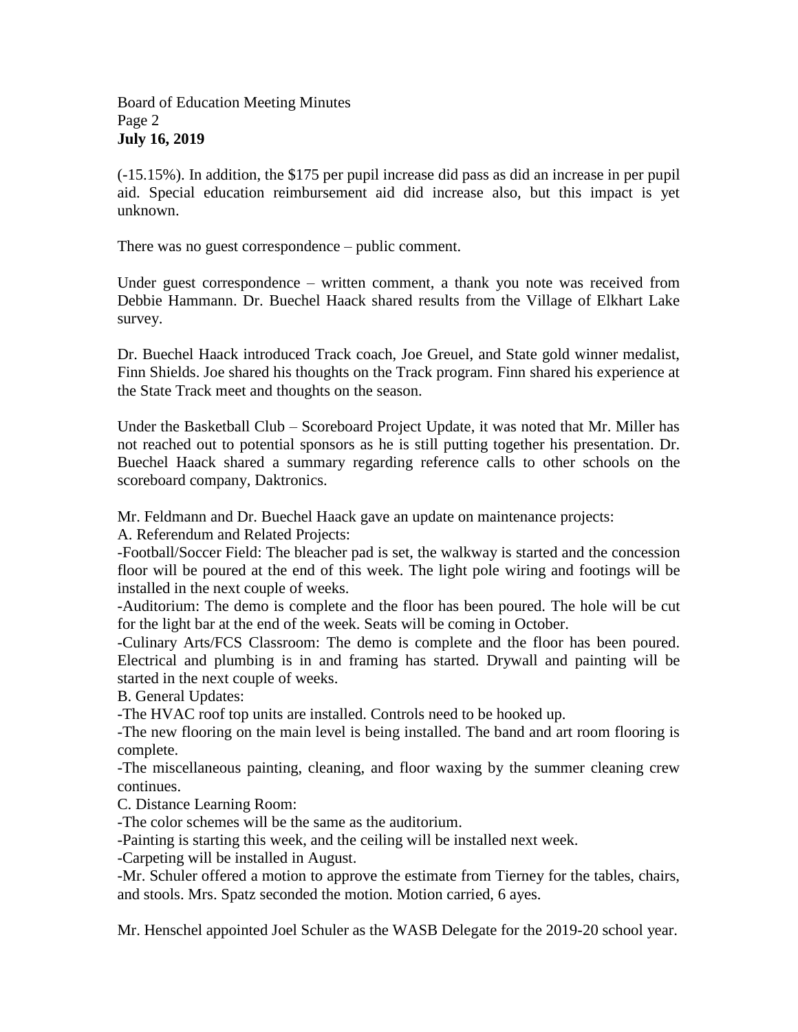(-15.15%). In addition, the $175 per pupil increase did pass as did an increase in per pupil aid. Special education reimbursement aid did increase also, but this impact is yet unknown.

There was no guest correspondence – public comment.

Under guest correspondence – written comment, a thank you note was received from Debbie Hammann. Dr. Buechel Haack shared results from the Village of Elkhart Lake survey.

Dr. Buechel Haack introduced Track coach, Joe Greuel, and State gold winner medalist, Finn Shields. Joe shared his thoughts on the Track program. Finn shared his experience at the State Track meet and thoughts on the season.

Under the Basketball Club – Scoreboard Project Update, it was noted that Mr. Miller has not reached out to potential sponsors as he is still putting together his presentation. Dr. Buechel Haack shared a summary regarding reference calls to other schools on the scoreboard company, Daktronics.

Mr. Feldmann and Dr. Buechel Haack gave an update on maintenance projects:

A. Referendum and Related Projects:

-Football/Soccer Field: The bleacher pad is set, the walkway is started and the concession floor will be poured at the end of this week. The light pole wiring and footings will be installed in the next couple of weeks.

-Auditorium: The demo is complete and the floor has been poured. The hole will be cut for the light bar at the end of the week. Seats will be coming in October.

-Culinary Arts/FCS Classroom: The demo is complete and the floor has been poured. Electrical and plumbing is in and framing has started. Drywall and painting will be started in the next couple of weeks.

B. General Updates:

-The HVAC roof top units are installed. Controls need to be hooked up.

-The new flooring on the main level is being installed. The band and art room flooring is complete.

-The miscellaneous painting, cleaning, and floor waxing by the summer cleaning crew continues.

C. Distance Learning Room:

-The color schemes will be the same as the auditorium.

-Painting is starting this week, and the ceiling will be installed next week.

-Carpeting will be installed in August.

-Mr. Schuler offered a motion to approve the estimate from Tierney for the tables, chairs, and stools. Mrs. Spatz seconded the motion. Motion carried, 6 ayes.

Mr. Henschel appointed Joel Schuler as the WASB Delegate for the 2019-20 school year.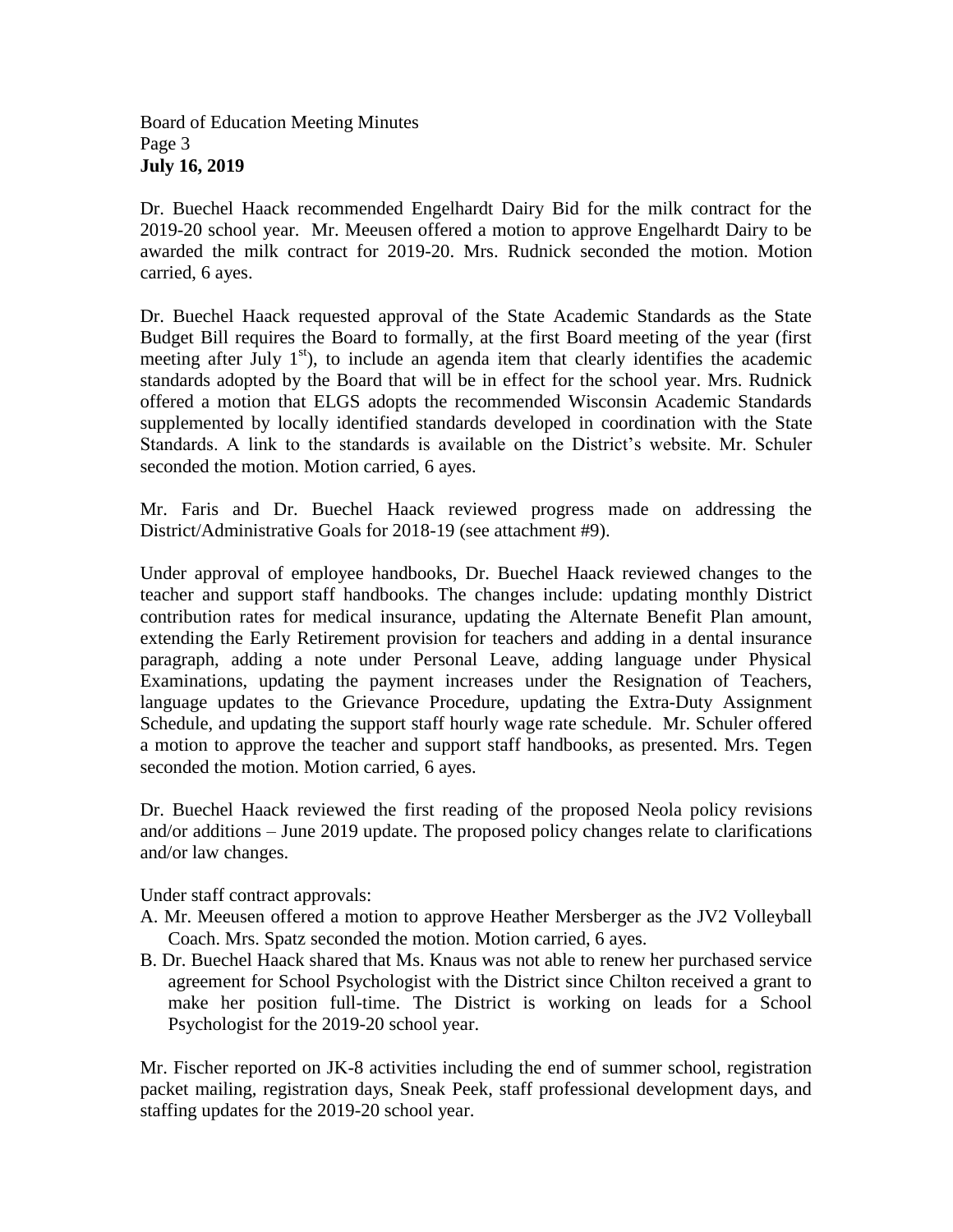Dr. Buechel Haack recommended Engelhardt Dairy Bid for the milk contract for the 2019-20 school year. Mr. Meeusen offered a motion to approve Engelhardt Dairy to be awarded the milk contract for 2019-20. Mrs. Rudnick seconded the motion. Motion carried, 6 ayes.

Dr. Buechel Haack requested approval of the State Academic Standards as the State Budget Bill requires the Board to formally, at the first Board meeting of the year (first meeting after July 1st), to include an agenda item that clearly identifies the academic standards adopted by the Board that will be in effect for the school year. Mrs. Rudnick offered a motion that ELGS adopts the recommended Wisconsin Academic Standards supplemented by locally identified standards developed in coordination with the State Standards. A link to the standards is available on the District's website. Mr. Schuler seconded the motion. Motion carried, 6 ayes.

Mr. Faris and Dr. Buechel Haack reviewed progress made on addressing the District/Administrative Goals for 2018-19 (see attachment #9).

Under approval of employee handbooks, Dr. Buechel Haack reviewed changes to the teacher and support staff handbooks. The changes include: updating monthly District contribution rates for medical insurance, updating the Alternate Benefit Plan amount, extending the Early Retirement provision for teachers and adding in a dental insurance paragraph, adding a note under Personal Leave, adding language under Physical Examinations, updating the payment increases under the Resignation of Teachers, language updates to the Grievance Procedure, updating the Extra-Duty Assignment Schedule, and updating the support staff hourly wage rate schedule. Mr. Schuler offered a motion to approve the teacher and support staff handbooks, as presented. Mrs. Tegen seconded the motion. Motion carried, 6 ayes.

Dr. Buechel Haack reviewed the first reading of the proposed Neola policy revisions and/or additions – June 2019 update. The proposed policy changes relate to clarifications and/or law changes.

Under staff contract approvals:

A. Mr. Meeusen offered a motion to approve Heather Mersberger as the JV2 Volleyball Coach. Mrs. Spatz seconded the motion. Motion carried, 6 ayes.
B. Dr. Buechel Haack shared that Ms. Knaus was not able to renew her purchased service agreement for School Psychologist with the District since Chilton received a grant to make her position full-time. The District is working on leads for a School Psychologist for the 2019-20 school year.

Mr. Fischer reported on JK-8 activities including the end of summer school, registration packet mailing, registration days, Sneak Peek, staff professional development days, and staffing updates for the 2019-20 school year.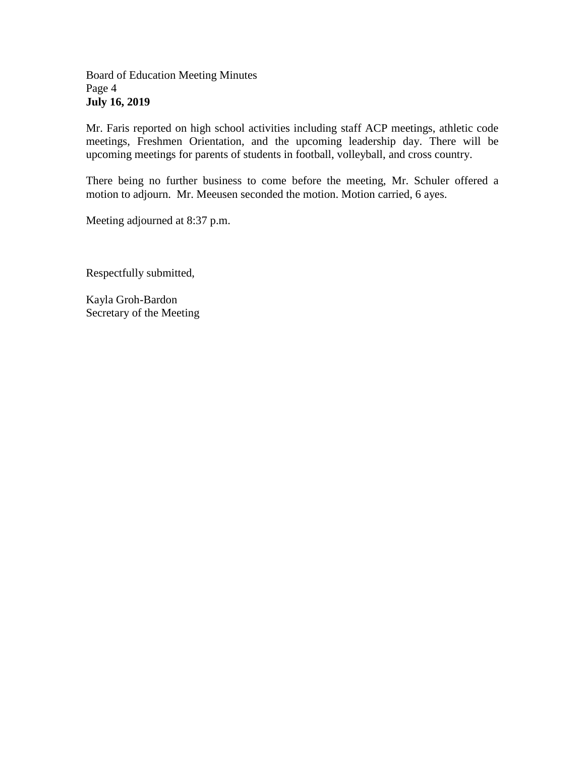Mr. Faris reported on high school activities including staff ACP meetings, athletic code meetings, Freshmen Orientation, and the upcoming leadership day. There will be upcoming meetings for parents of students in football, volleyball, and cross country.

There being no further business to come before the meeting, Mr. Schuler offered a motion to adjourn. Mr. Meeusen seconded the motion. Motion carried, 6 ayes.

Meeting adjourned at 8:37 p.m.

Respectfully submitted,

Kayla Groh-Bardon
Secretary of the Meeting